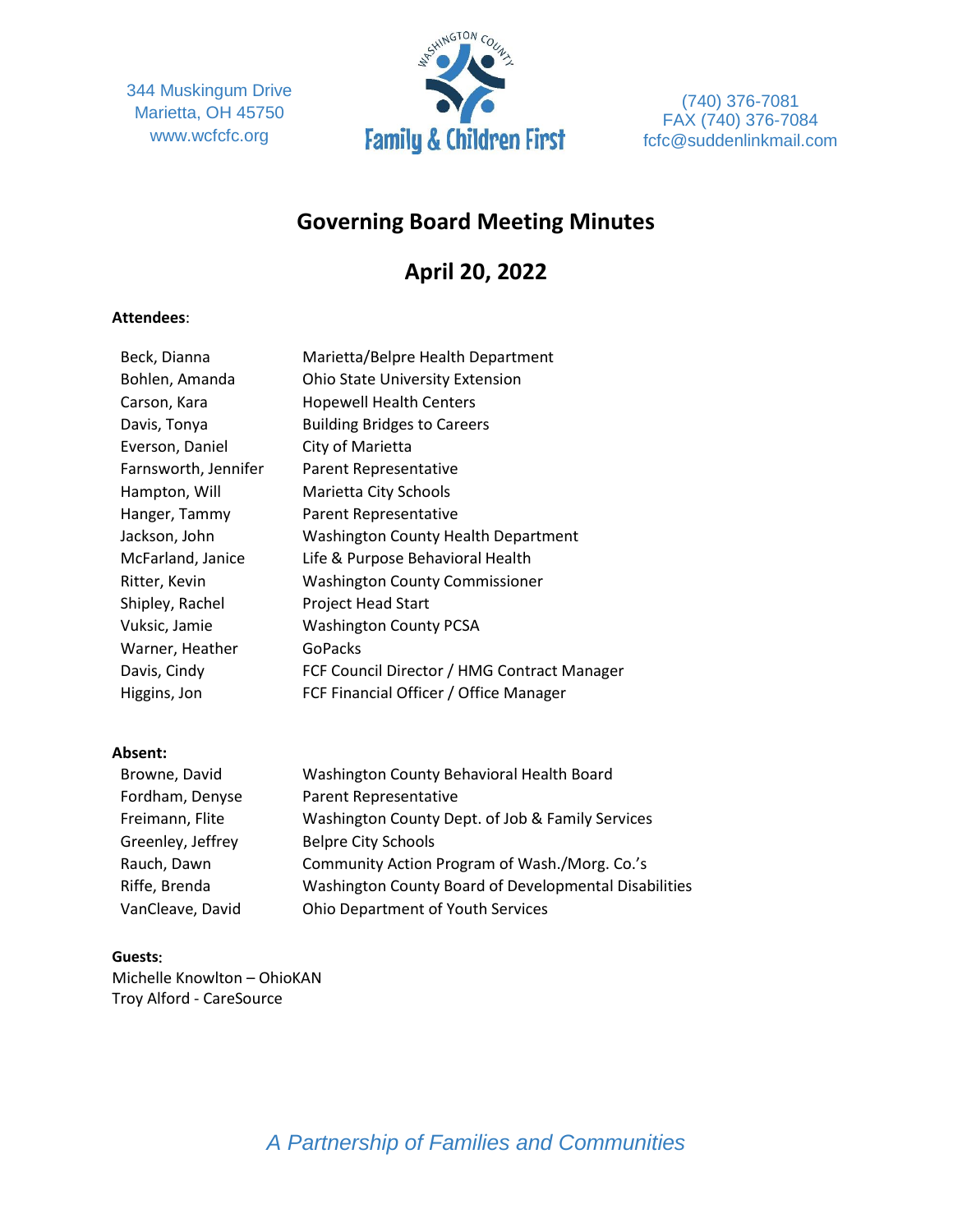344 Muskingum Drive
Marietta, OH 45750
www.wcfcfc.org

Washington County **Family & Children First**

(740) 376-7081
FAX (740) 376-7084
fcfc@suddenlinkmail.com

# Governing Board Meeting Minutes

## April 20, 2022

**Attendees**:

| | |
|---|---|
| Beck, Dianna | Marietta/Belpre Health Department |
| Bohlen, Amanda | Ohio State University Extension |
| Carson, Kara | Hopewell Health Centers |
| Davis, Tonya | Building Bridges to Careers |
| Everson, Daniel | City of Marietta |
| Farnsworth, Jennifer | Parent Representative |
| Hampton, Will | Marietta City Schools |
| Hanger, Tammy | Parent Representative |
| Jackson, John | Washington County Health Department |
| McFarland, Janice | Life & Purpose Behavioral Health |
| Ritter, Kevin | Washington County Commissioner |
| Shipley, Rachel | Project Head Start |
| Vuksic, Jamie | Washington County PCSA |
| Warner, Heather | GoPacks |
| Davis, Cindy | FCF Council Director / HMG Contract Manager |
| Higgins, Jon | FCF Financial Officer / Office Manager |

**Absent:**

| | |
|---|---|
| Browne, David | Washington County Behavioral Health Board |
| Fordham, Denyse | Parent Representative |
| Freimann, Flite | Washington County Dept. of Job & Family Services |
| Greenley, Jeffrey | Belpre City Schools |
| Rauch, Dawn | Community Action Program of Wash./Morg. Co.'s |
| Riffe, Brenda | Washington County Board of Developmental Disabilities |
| VanCleave, David | Ohio Department of Youth Services |

**Guests**:
Michelle Knowlton – OhioKAN
Troy Alford - CareSource

*A Partnership of Families and Communities*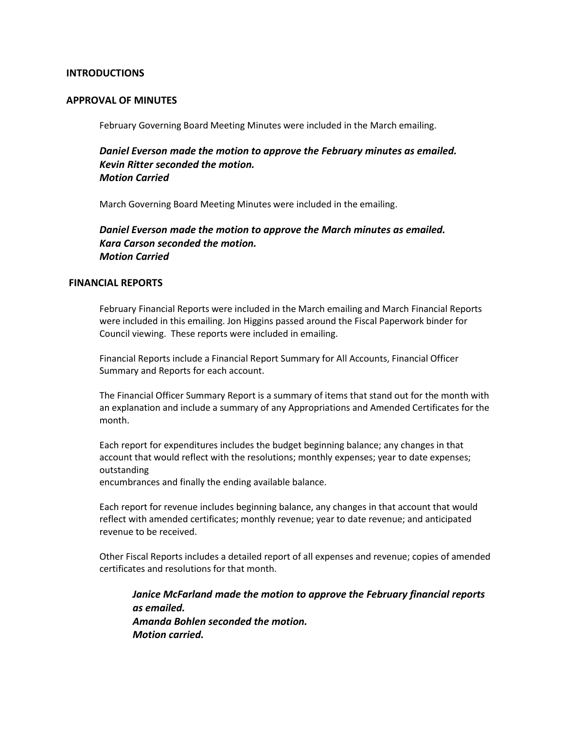**INTRODUCTIONS**

**APPROVAL OF MINUTES**

February Governing Board Meeting Minutes were included in the March emailing.

***Daniel Everson made the motion to approve the February minutes as emailed.***
***Kevin Ritter seconded the motion.***
***Motion Carried***

March Governing Board Meeting Minutes were included in the emailing.

***Daniel Everson made the motion to approve the March minutes as emailed.***
***Kara Carson seconded the motion.***
***Motion Carried***

**FINANCIAL REPORTS**

February Financial Reports were included in the March emailing and March Financial Reports were included in this emailing. Jon Higgins passed around the Fiscal Paperwork binder for Council viewing. These reports were included in emailing.

Financial Reports include a Financial Report Summary for All Accounts, Financial Officer Summary and Reports for each account.

The Financial Officer Summary Report is a summary of items that stand out for the month with an explanation and include a summary of any Appropriations and Amended Certificates for the month.

Each report for expenditures includes the budget beginning balance; any changes in that account that would reflect with the resolutions; monthly expenses; year to date expenses; outstanding
encumbrances and finally the ending available balance.

Each report for revenue includes beginning balance, any changes in that account that would reflect with amended certificates; monthly revenue; year to date revenue; and anticipated revenue to be received.

Other Fiscal Reports includes a detailed report of all expenses and revenue; copies of amended certificates and resolutions for that month.

***Janice McFarland made the motion to approve the February financial reports as emailed.***
***Amanda Bohlen seconded the motion.***
***Motion carried.***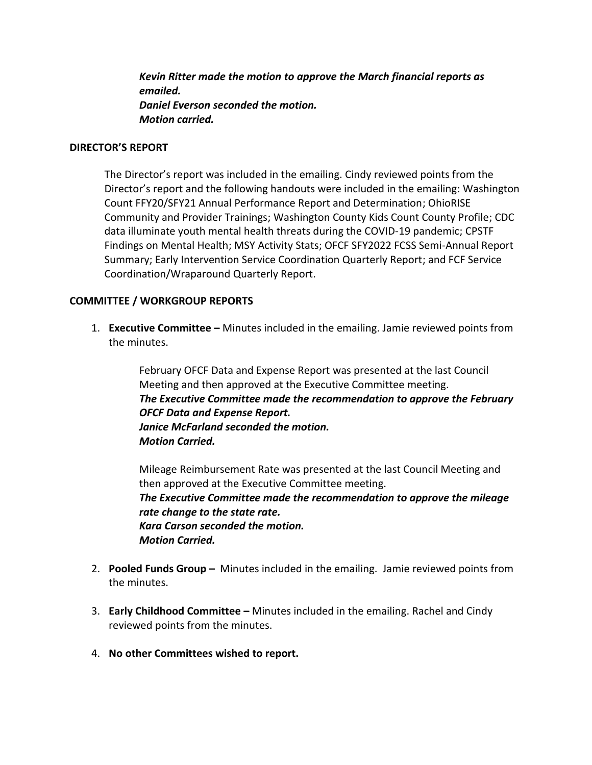***Kevin Ritter made the motion to approve the March financial reports as emailed.***
***Daniel Everson seconded the motion.***
***Motion carried.***

**DIRECTOR'S REPORT**

The Director's report was included in the emailing. Cindy reviewed points from the Director's report and the following handouts were included in the emailing: Washington Count FFY20/SFY21 Annual Performance Report and Determination; OhioRISE Community and Provider Trainings; Washington County Kids Count County Profile; CDC data illuminate youth mental health threats during the COVID-19 pandemic; CPSTF Findings on Mental Health; MSY Activity Stats; OFCF SFY2022 FCSS Semi-Annual Report Summary; Early Intervention Service Coordination Quarterly Report; and FCF Service Coordination/Wraparound Quarterly Report.

**COMMITTEE / WORKGROUP REPORTS**

1. **Executive Committee –** Minutes included in the emailing. Jamie reviewed points from the minutes.

   February OFCF Data and Expense Report was presented at the last Council Meeting and then approved at the Executive Committee meeting.
   ***The Executive Committee made the recommendation to approve the February OFCF Data and Expense Report.***
   ***Janice McFarland seconded the motion.***
   ***Motion Carried.***

   Mileage Reimbursement Rate was presented at the last Council Meeting and then approved at the Executive Committee meeting.
   ***The Executive Committee made the recommendation to approve the mileage rate change to the state rate.***
   ***Kara Carson seconded the motion.***
   ***Motion Carried.***

2. **Pooled Funds Group –** Minutes included in the emailing. Jamie reviewed points from the minutes.

3. **Early Childhood Committee –** Minutes included in the emailing. Rachel and Cindy reviewed points from the minutes.

4. **No other Committees wished to report.**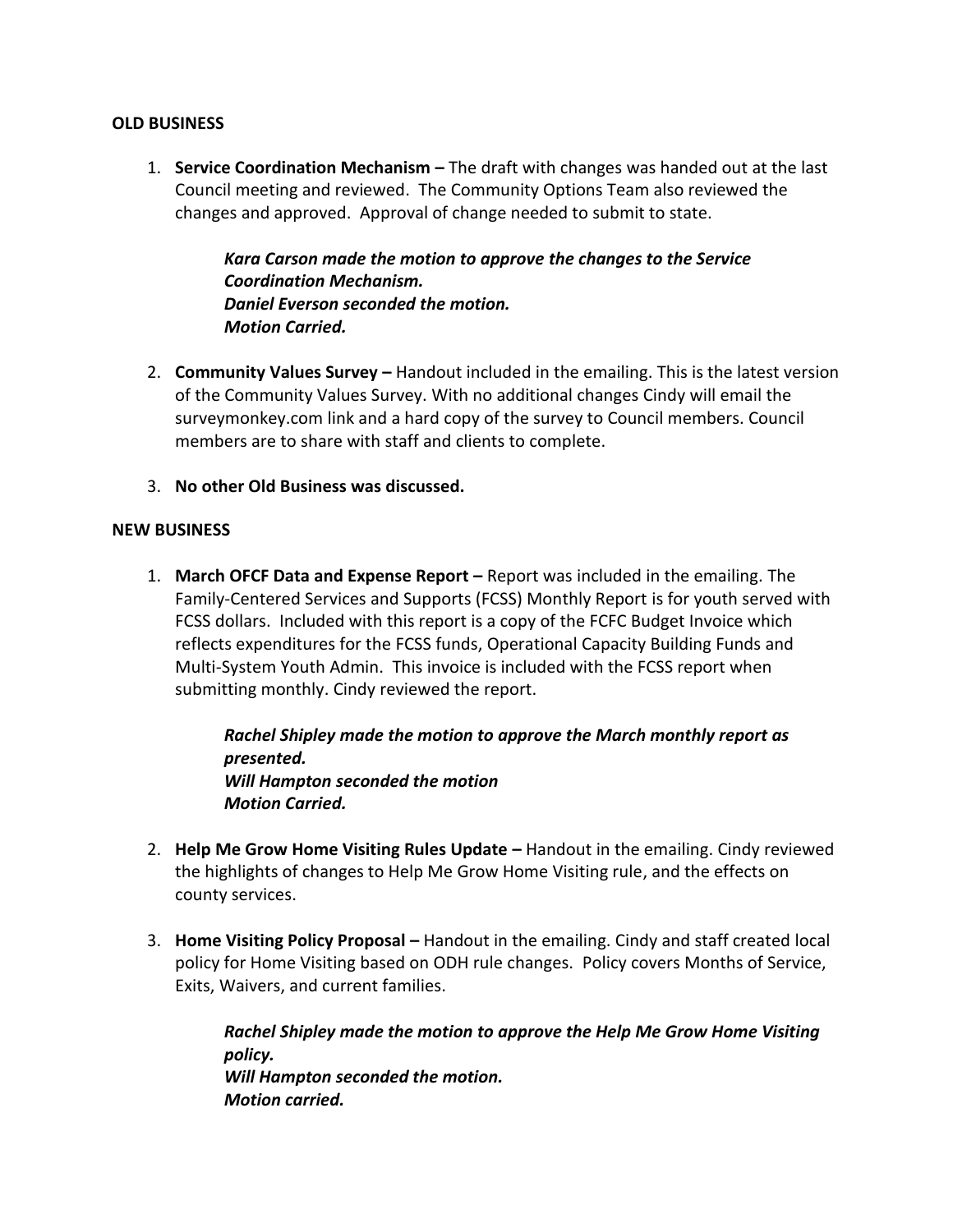**OLD BUSINESS**

1. **Service Coordination Mechanism –** The draft with changes was handed out at the last Council meeting and reviewed. The Community Options Team also reviewed the changes and approved. Approval of change needed to submit to state.

   ***Kara Carson made the motion to approve the changes to the Service Coordination Mechanism.***
   ***Daniel Everson seconded the motion.***
   ***Motion Carried.***

2. **Community Values Survey –** Handout included in the emailing. This is the latest version of the Community Values Survey. With no additional changes Cindy will email the surveymonkey.com link and a hard copy of the survey to Council members. Council members are to share with staff and clients to complete.

3. **No other Old Business was discussed.**

**NEW BUSINESS**

1. **March OFCF Data and Expense Report –** Report was included in the emailing. The Family-Centered Services and Supports (FCSS) Monthly Report is for youth served with FCSS dollars. Included with this report is a copy of the FCFC Budget Invoice which reflects expenditures for the FCSS funds, Operational Capacity Building Funds and Multi-System Youth Admin. This invoice is included with the FCSS report when submitting monthly. Cindy reviewed the report.

   ***Rachel Shipley made the motion to approve the March monthly report as presented.***
   ***Will Hampton seconded the motion***
   ***Motion Carried.***

2. **Help Me Grow Home Visiting Rules Update –** Handout in the emailing. Cindy reviewed the highlights of changes to Help Me Grow Home Visiting rule, and the effects on county services.

3. **Home Visiting Policy Proposal –** Handout in the emailing. Cindy and staff created local policy for Home Visiting based on ODH rule changes. Policy covers Months of Service, Exits, Waivers, and current families.

   ***Rachel Shipley made the motion to approve the Help Me Grow Home Visiting policy.***
   ***Will Hampton seconded the motion.***
   ***Motion carried.***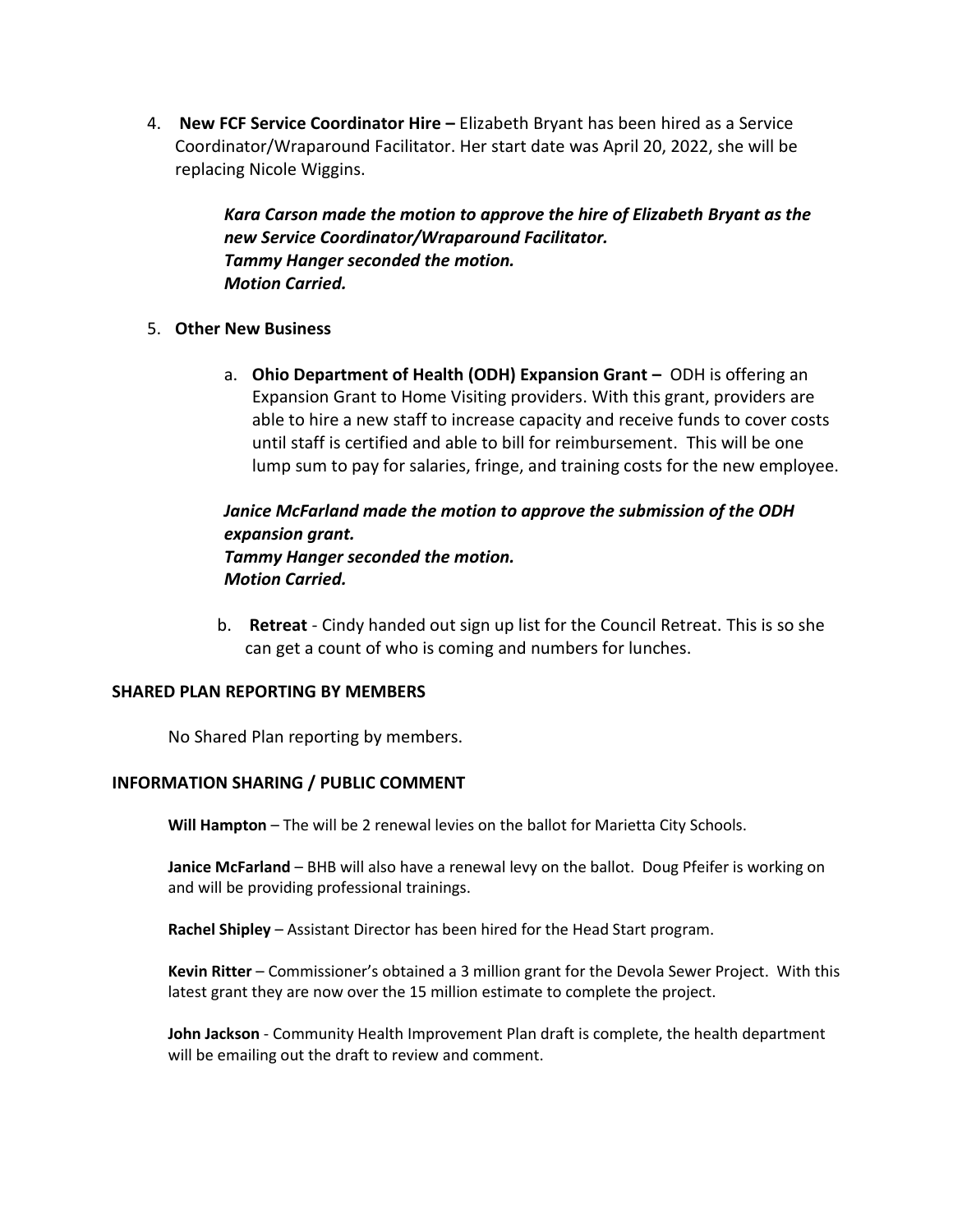4. **New FCF Service Coordinator Hire –** Elizabeth Bryant has been hired as a Service Coordinator/Wraparound Facilitator. Her start date was April 20, 2022, she will be replacing Nicole Wiggins.

   ***Kara Carson made the motion to approve the hire of Elizabeth Bryant as the new Service Coordinator/Wraparound Facilitator.***
   ***Tammy Hanger seconded the motion.***
   ***Motion Carried.***

5. **Other New Business**

   a. **Ohio Department of Health (ODH) Expansion Grant –** ODH is offering an Expansion Grant to Home Visiting providers. With this grant, providers are able to hire a new staff to increase capacity and receive funds to cover costs until staff is certified and able to bill for reimbursement. This will be one lump sum to pay for salaries, fringe, and training costs for the new employee.

   ***Janice McFarland made the motion to approve the submission of the ODH expansion grant.***
   ***Tammy Hanger seconded the motion.***
   ***Motion Carried.***

   b. **Retreat** - Cindy handed out sign up list for the Council Retreat. This is so she can get a count of who is coming and numbers for lunches.

## SHARED PLAN REPORTING BY MEMBERS

No Shared Plan reporting by members.

## INFORMATION SHARING / PUBLIC COMMENT

**Will Hampton** – The will be 2 renewal levies on the ballot for Marietta City Schools.

**Janice McFarland** – BHB will also have a renewal levy on the ballot. Doug Pfeifer is working on and will be providing professional trainings.

**Rachel Shipley** – Assistant Director has been hired for the Head Start program.

**Kevin Ritter** – Commissioner's obtained a 3 million grant for the Devola Sewer Project. With this latest grant they are now over the 15 million estimate to complete the project.

**John Jackson** - Community Health Improvement Plan draft is complete, the health department will be emailing out the draft to review and comment.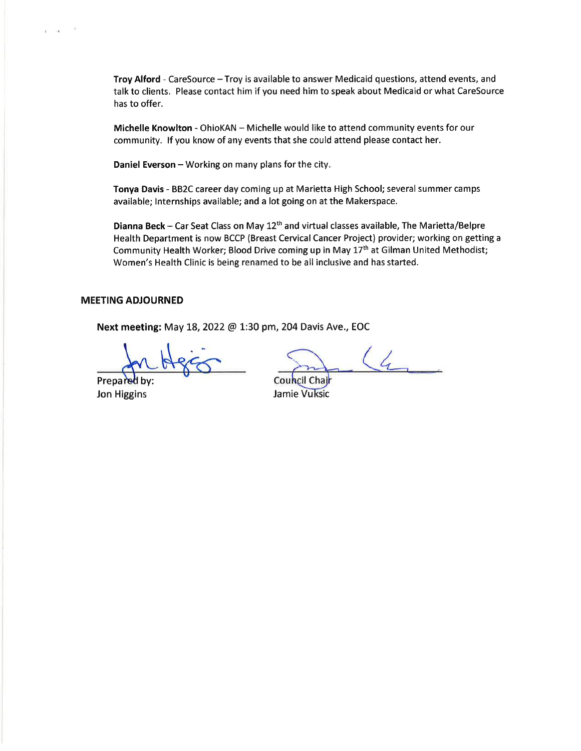**Troy Alford** - CareSource – Troy is available to answer Medicaid questions, attend events, and talk to clients. Please contact him if you need him to speak about Medicaid or what CareSource has to offer.

**Michelle Knowlton** - OhioKAN – Michelle would like to attend community events for our community. If you know of any events that she could attend please contact her.

**Daniel Everson** – Working on many plans for the city.

**Tonya Davis** - BB2C career day coming up at Marietta High School; several summer camps available; Internships available; and a lot going on at the Makerspace.

**Dianna Beck** – Car Seat Class on May 12th and virtual classes available, The Marietta/Belpre Health Department is now BCCP (Breast Cervical Cancer Project) provider; working on getting a Community Health Worker; Blood Drive coming up in May 17th at Gilman United Methodist; Women's Health Clinic is being renamed to be all inclusive and has started.

**MEETING ADJOURNED**

**Next meeting:** May 18, 2022 @ 1:30 pm, 204 Davis Ave., EOC

Prepared by:
Jon Higgins

Council Chair
Jamie Vuksic